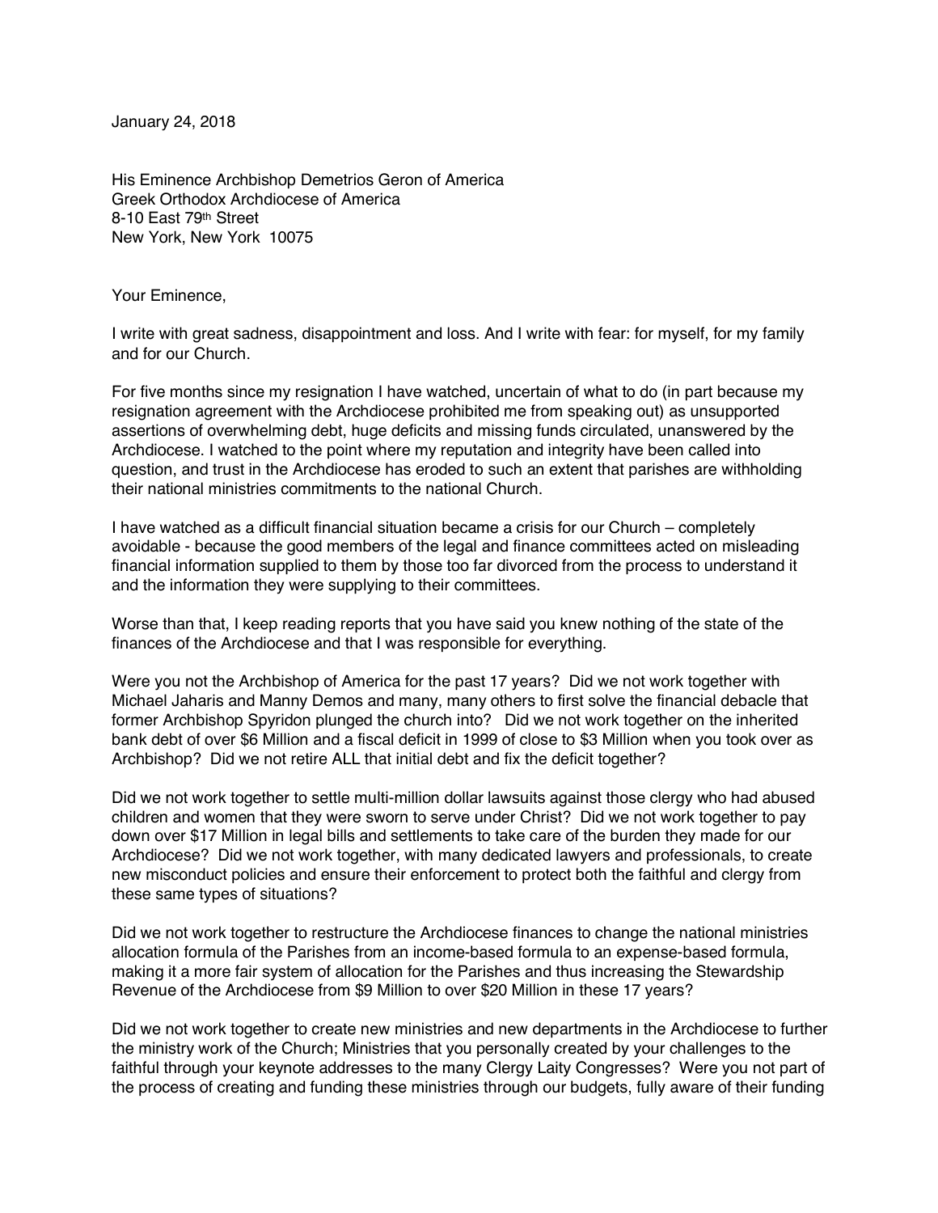January 24, 2018

His Eminence Archbishop Demetrios Geron of America
Greek Orthodox Archdiocese of America
8-10 East 79th Street
New York, New York 10075

Your Eminence,

I write with great sadness, disappointment and loss. And I write with fear: for myself, for my family and for our Church.

For five months since my resignation I have watched, uncertain of what to do (in part because my resignation agreement with the Archdiocese prohibited me from speaking out) as unsupported assertions of overwhelming debt, huge deficits and missing funds circulated, unanswered by the Archdiocese. I watched to the point where my reputation and integrity have been called into question, and trust in the Archdiocese has eroded to such an extent that parishes are withholding their national ministries commitments to the national Church.

I have watched as a difficult financial situation became a crisis for our Church – completely avoidable - because the good members of the legal and finance committees acted on misleading financial information supplied to them by those too far divorced from the process to understand it and the information they were supplying to their committees.

Worse than that, I keep reading reports that you have said you knew nothing of the state of the finances of the Archdiocese and that I was responsible for everything.

Were you not the Archbishop of America for the past 17 years? Did we not work together with Michael Jaharis and Manny Demos and many, many others to first solve the financial debacle that former Archbishop Spyridon plunged the church into? Did we not work together on the inherited bank debt of over $6 Million and a fiscal deficit in 1999 of close to $3 Million when you took over as Archbishop? Did we not retire ALL that initial debt and fix the deficit together?

Did we not work together to settle multi-million dollar lawsuits against those clergy who had abused children and women that they were sworn to serve under Christ? Did we not work together to pay down over $17 Million in legal bills and settlements to take care of the burden they made for our Archdiocese? Did we not work together, with many dedicated lawyers and professionals, to create new misconduct policies and ensure their enforcement to protect both the faithful and clergy from these same types of situations?

Did we not work together to restructure the Archdiocese finances to change the national ministries allocation formula of the Parishes from an income-based formula to an expense-based formula, making it a more fair system of allocation for the Parishes and thus increasing the Stewardship Revenue of the Archdiocese from $9 Million to over $20 Million in these 17 years?

Did we not work together to create new ministries and new departments in the Archdiocese to further the ministry work of the Church; Ministries that you personally created by your challenges to the faithful through your keynote addresses to the many Clergy Laity Congresses? Were you not part of the process of creating and funding these ministries through our budgets, fully aware of their funding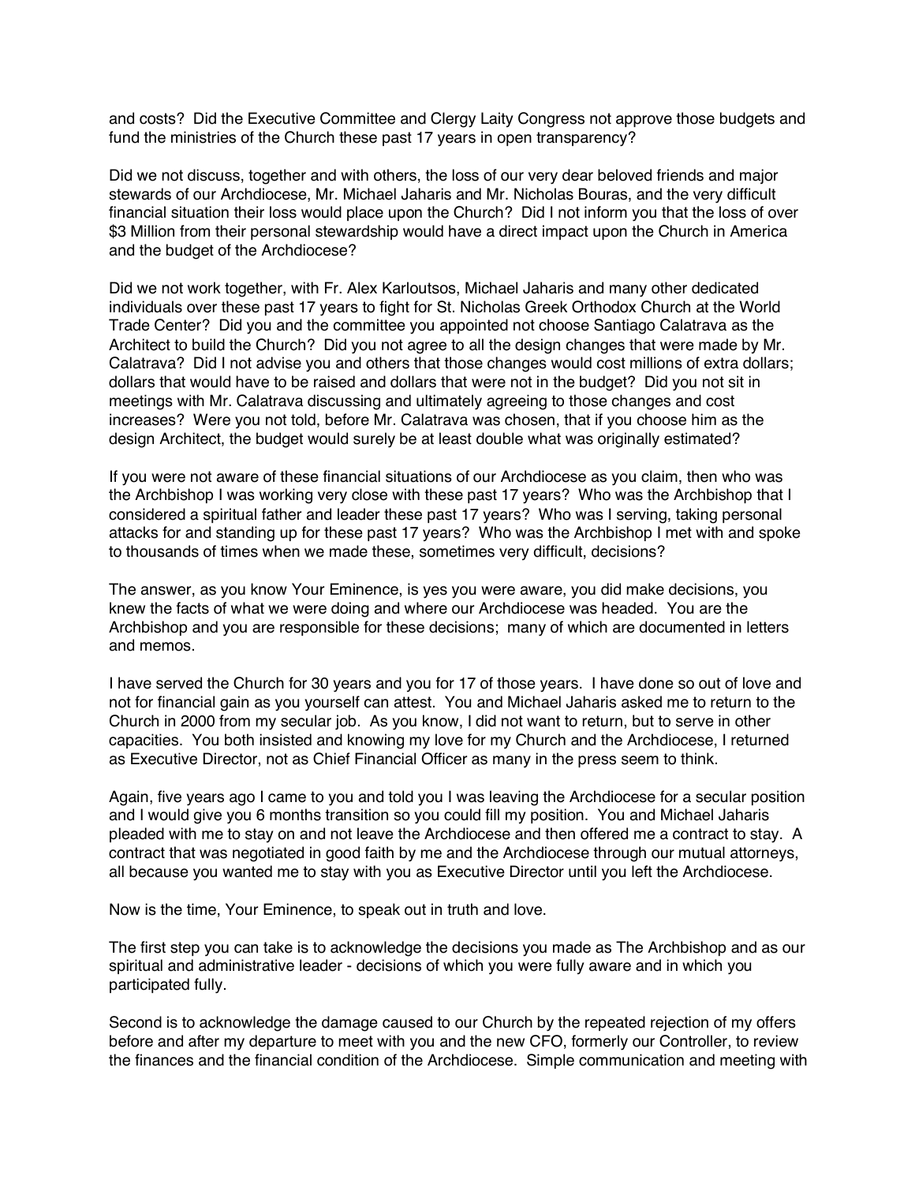and costs? Did the Executive Committee and Clergy Laity Congress not approve those budgets and fund the ministries of the Church these past 17 years in open transparency?

Did we not discuss, together and with others, the loss of our very dear beloved friends and major stewards of our Archdiocese, Mr. Michael Jaharis and Mr. Nicholas Bouras, and the very difficult financial situation their loss would place upon the Church? Did I not inform you that the loss of over $3 Million from their personal stewardship would have a direct impact upon the Church in America and the budget of the Archdiocese?

Did we not work together, with Fr. Alex Karloutsos, Michael Jaharis and many other dedicated individuals over these past 17 years to fight for St. Nicholas Greek Orthodox Church at the World Trade Center? Did you and the committee you appointed not choose Santiago Calatrava as the Architect to build the Church? Did you not agree to all the design changes that were made by Mr. Calatrava? Did I not advise you and others that those changes would cost millions of extra dollars; dollars that would have to be raised and dollars that were not in the budget? Did you not sit in meetings with Mr. Calatrava discussing and ultimately agreeing to those changes and cost increases? Were you not told, before Mr. Calatrava was chosen, that if you choose him as the design Architect, the budget would surely be at least double what was originally estimated?

If you were not aware of these financial situations of our Archdiocese as you claim, then who was the Archbishop I was working very close with these past 17 years? Who was the Archbishop that I considered a spiritual father and leader these past 17 years? Who was I serving, taking personal attacks for and standing up for these past 17 years? Who was the Archbishop I met with and spoke to thousands of times when we made these, sometimes very difficult, decisions?

The answer, as you know Your Eminence, is yes you were aware, you did make decisions, you knew the facts of what we were doing and where our Archdiocese was headed. You are the Archbishop and you are responsible for these decisions; many of which are documented in letters and memos.

I have served the Church for 30 years and you for 17 of those years. I have done so out of love and not for financial gain as you yourself can attest. You and Michael Jaharis asked me to return to the Church in 2000 from my secular job. As you know, I did not want to return, but to serve in other capacities. You both insisted and knowing my love for my Church and the Archdiocese, I returned as Executive Director, not as Chief Financial Officer as many in the press seem to think.

Again, five years ago I came to you and told you I was leaving the Archdiocese for a secular position and I would give you 6 months transition so you could fill my position. You and Michael Jaharis pleaded with me to stay on and not leave the Archdiocese and then offered me a contract to stay. A contract that was negotiated in good faith by me and the Archdiocese through our mutual attorneys, all because you wanted me to stay with you as Executive Director until you left the Archdiocese.

Now is the time, Your Eminence, to speak out in truth and love.

The first step you can take is to acknowledge the decisions you made as The Archbishop and as our spiritual and administrative leader - decisions of which you were fully aware and in which you participated fully.

Second is to acknowledge the damage caused to our Church by the repeated rejection of my offers before and after my departure to meet with you and the new CFO, formerly our Controller, to review the finances and the financial condition of the Archdiocese. Simple communication and meeting with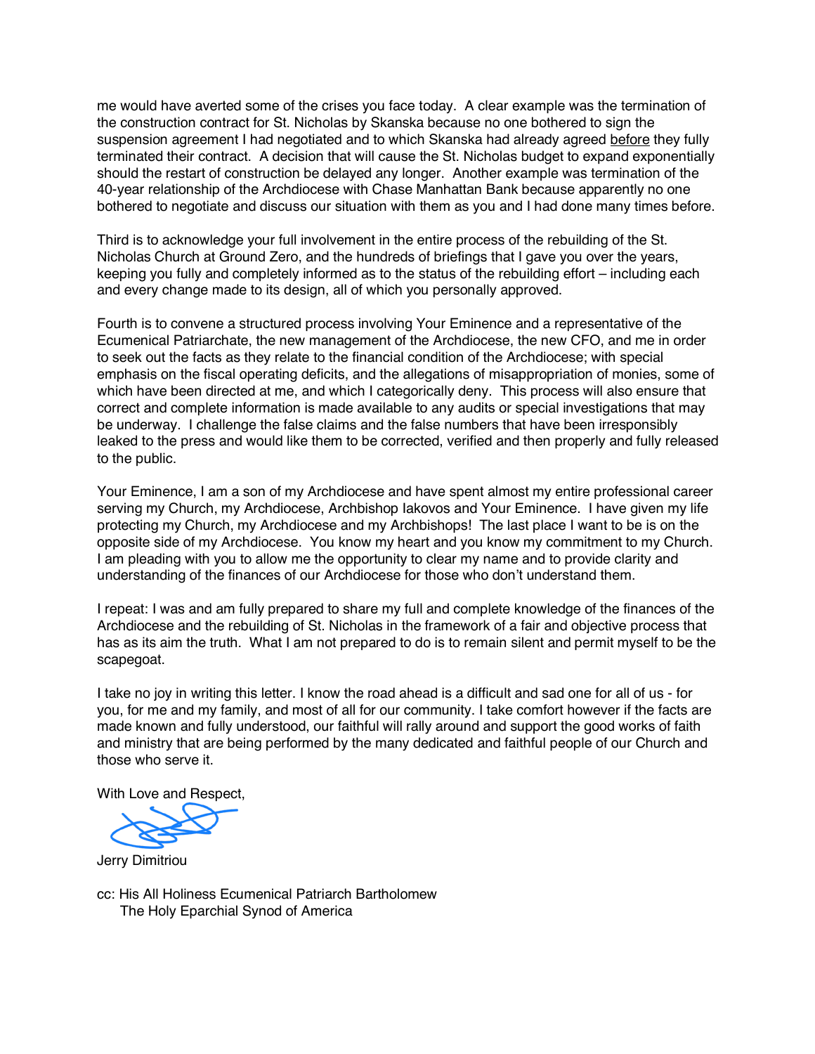me would have averted some of the crises you face today. A clear example was the termination of the construction contract for St. Nicholas by Skanska because no one bothered to sign the suspension agreement I had negotiated and to which Skanska had already agreed <u>before</u> they fully terminated their contract. A decision that will cause the St. Nicholas budget to expand exponentially should the restart of construction be delayed any longer. Another example was termination of the 40-year relationship of the Archdiocese with Chase Manhattan Bank because apparently no one bothered to negotiate and discuss our situation with them as you and I had done many times before.

Third is to acknowledge your full involvement in the entire process of the rebuilding of the St. Nicholas Church at Ground Zero, and the hundreds of briefings that I gave you over the years, keeping you fully and completely informed as to the status of the rebuilding effort – including each and every change made to its design, all of which you personally approved.

Fourth is to convene a structured process involving Your Eminence and a representative of the Ecumenical Patriarchate, the new management of the Archdiocese, the new CFO, and me in order to seek out the facts as they relate to the financial condition of the Archdiocese; with special emphasis on the fiscal operating deficits, and the allegations of misappropriation of monies, some of which have been directed at me, and which I categorically deny. This process will also ensure that correct and complete information is made available to any audits or special investigations that may be underway. I challenge the false claims and the false numbers that have been irresponsibly leaked to the press and would like them to be corrected, verified and then properly and fully released to the public.

Your Eminence, I am a son of my Archdiocese and have spent almost my entire professional career serving my Church, my Archdiocese, Archbishop Iakovos and Your Eminence. I have given my life protecting my Church, my Archdiocese and my Archbishops! The last place I want to be is on the opposite side of my Archdiocese. You know my heart and you know my commitment to my Church. I am pleading with you to allow me the opportunity to clear my name and to provide clarity and understanding of the finances of our Archdiocese for those who don't understand them.

I repeat: I was and am fully prepared to share my full and complete knowledge of the finances of the Archdiocese and the rebuilding of St. Nicholas in the framework of a fair and objective process that has as its aim the truth. What I am not prepared to do is to remain silent and permit myself to be the scapegoat.

I take no joy in writing this letter. I know the road ahead is a difficult and sad one for all of us - for you, for me and my family, and most of all for our community. I take comfort however if the facts are made known and fully understood, our faithful will rally around and support the good works of faith and ministry that are being performed by the many dedicated and faithful people of our Church and those who serve it.

With Love and Respect,

Jerry Dimitriou

cc: His All Holiness Ecumenical Patriarch Bartholomew
The Holy Eparchial Synod of America